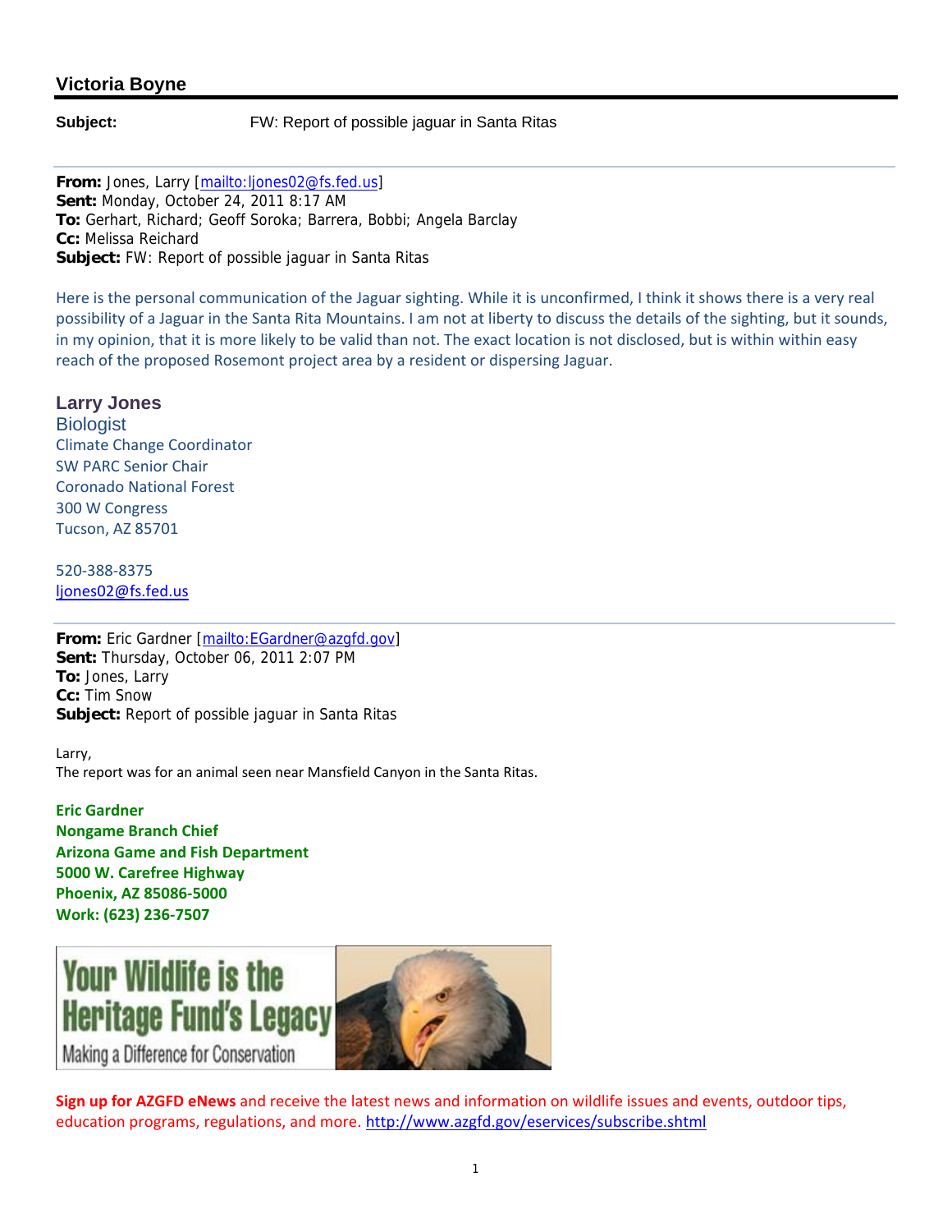## Victoria Boyne

**Subject:** FW: Report of possible jaguar in Santa Ritas

---

**From:** Jones, Larry [mailto:ljones02@fs.fed.us]
**Sent:** Monday, October 24, 2011 8:17 AM
**To:** Gerhart, Richard; Geoff Soroka; Barrera, Bobbi; Angela Barclay
**Cc:** Melissa Reichard
**Subject:** FW: Report of possible jaguar in Santa Ritas

Here is the personal communication of the Jaguar sighting. While it is unconfirmed, I think it shows there is a very real possibility of a Jaguar in the Santa Rita Mountains. I am not at liberty to discuss the details of the sighting, but it sounds, in my opinion, that it is more likely to be valid than not. The exact location is not disclosed, but is within within easy reach of the proposed Rosemont project area by a resident or dispersing Jaguar.

**Larry Jones**
Biologist
Climate Change Coordinator
SW PARC Senior Chair
Coronado National Forest
300 W Congress
Tucson, AZ 85701

520-388-8375
ljones02@fs.fed.us

---

**From:** Eric Gardner [mailto:EGardner@azgfd.gov]
**Sent:** Thursday, October 06, 2011 2:07 PM
**To:** Jones, Larry
**Cc:** Tim Snow
**Subject:** Report of possible jaguar in Santa Ritas

Larry,
The report was for an animal seen near Mansfield Canyon in the Santa Ritas.

**Eric Gardner**
**Nongame Branch Chief**
**Arizona Game and Fish Department**
**5000 W. Carefree Highway**
**Phoenix, AZ 85086-5000**
**Work: (623) 236-7507**

Your Wildlife is the Heritage Fund's Legacy
Making a Difference for Conservation

**Sign up for AZGFD eNews** and receive the latest news and information on wildlife issues and events, outdoor tips, education programs, regulations, and more. http://www.azgfd.gov/eservices/subscribe.shtml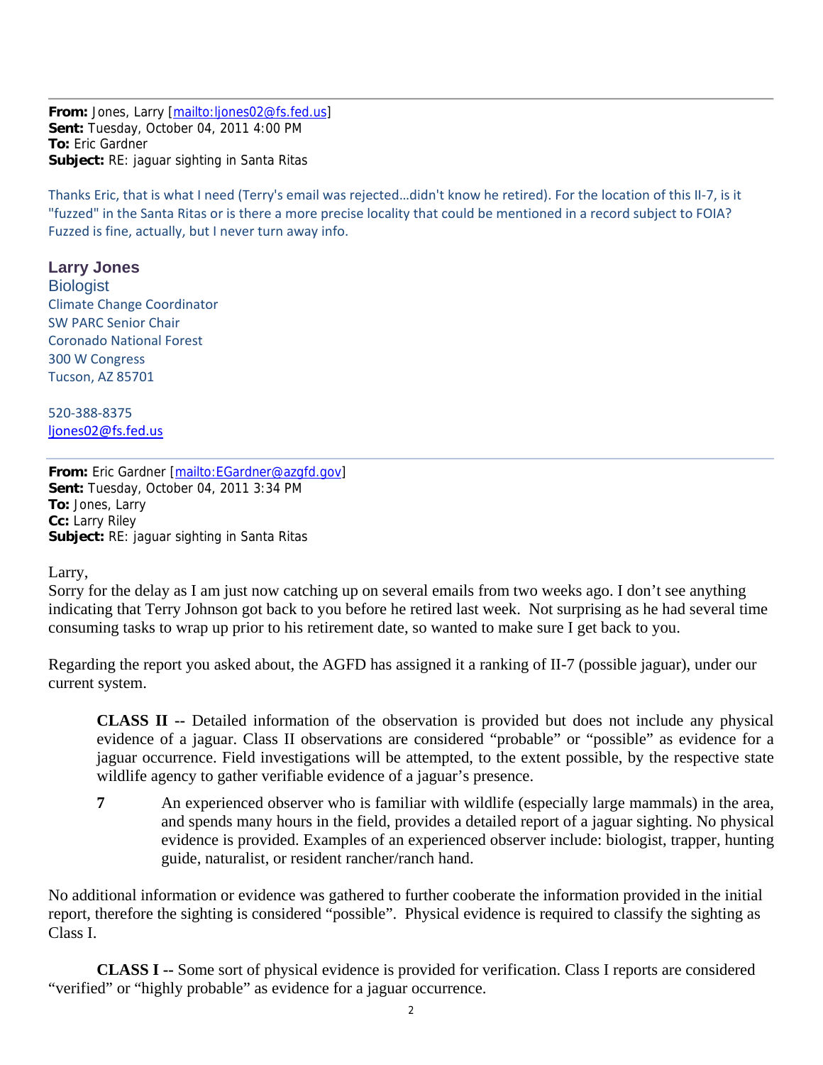---

**From:** Jones, Larry [mailto:ljones02@fs.fed.us]
**Sent:** Tuesday, October 04, 2011 4:00 PM
**To:** Eric Gardner
**Subject:** RE: jaguar sighting in Santa Ritas

Thanks Eric, that is what I need (Terry's email was rejected…didn't know he retired). For the location of this II-7, is it "fuzzed" in the Santa Ritas or is there a more precise locality that could be mentioned in a record subject to FOIA? Fuzzed is fine, actually, but I never turn away info.

**Larry Jones**
Biologist
Climate Change Coordinator
SW PARC Senior Chair
Coronado National Forest
300 W Congress
Tucson, AZ 85701

520-388-8375
ljones02@fs.fed.us

---

**From:** Eric Gardner [mailto:EGardner@azgfd.gov]
**Sent:** Tuesday, October 04, 2011 3:34 PM
**To:** Jones, Larry
**Cc:** Larry Riley
**Subject:** RE: jaguar sighting in Santa Ritas

Larry,
Sorry for the delay as I am just now catching up on several emails from two weeks ago. I don't see anything indicating that Terry Johnson got back to you before he retired last week. Not surprising as he had several time consuming tasks to wrap up prior to his retirement date, so wanted to make sure I get back to you.

Regarding the report you asked about, the AGFD has assigned it a ranking of II-7 (possible jaguar), under our current system.

> **CLASS II** -- Detailed information of the observation is provided but does not include any physical evidence of a jaguar. Class II observations are considered "probable" or "possible" as evidence for a jaguar occurrence. Field investigations will be attempted, to the extent possible, by the respective state wildlife agency to gather verifiable evidence of a jaguar's presence.
>
> **7** An experienced observer who is familiar with wildlife (especially large mammals) in the area, and spends many hours in the field, provides a detailed report of a jaguar sighting. No physical evidence is provided. Examples of an experienced observer include: biologist, trapper, hunting guide, naturalist, or resident rancher/ranch hand.

No additional information or evidence was gathered to further cooberate the information provided in the initial report, therefore the sighting is considered "possible". Physical evidence is required to classify the sighting as Class I.

> **CLASS I** -- Some sort of physical evidence is provided for verification. Class I reports are considered "verified" or "highly probable" as evidence for a jaguar occurrence.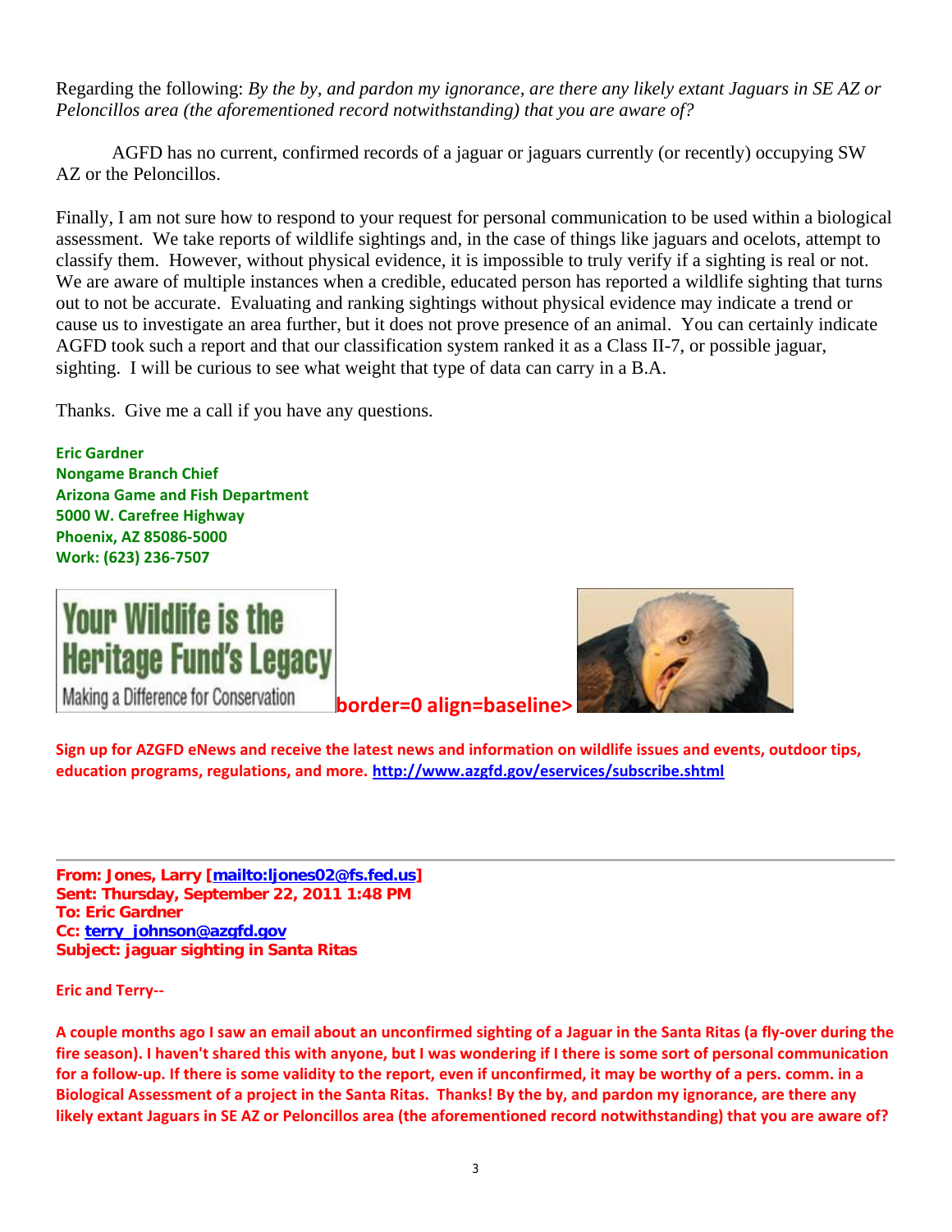Regarding the following: *By the by, and pardon my ignorance, are there any likely extant Jaguars in SE AZ or Peloncillos area (the aforementioned record notwithstanding) that you are aware of?*

AGFD has no current, confirmed records of a jaguar or jaguars currently (or recently) occupying SW AZ or the Peloncillos.

Finally, I am not sure how to respond to your request for personal communication to be used within a biological assessment. We take reports of wildlife sightings and, in the case of things like jaguars and ocelots, attempt to classify them. However, without physical evidence, it is impossible to truly verify if a sighting is real or not. We are aware of multiple instances when a credible, educated person has reported a wildlife sighting that turns out to not be accurate. Evaluating and ranking sightings without physical evidence may indicate a trend or cause us to investigate an area further, but it does not prove presence of an animal. You can certainly indicate AGFD took such a report and that our classification system ranked it as a Class II-7, or possible jaguar, sighting. I will be curious to see what weight that type of data can carry in a B.A.

Thanks. Give me a call if you have any questions.

**Eric Gardner**
**Nongame Branch Chief**
**Arizona Game and Fish Department**
**5000 W. Carefree Highway**
**Phoenix, AZ 85086-5000**
**Work: (623) 236-7507**

Your Wildlife is the Heritage Fund's Legacy
Making a Difference for Conservation

**border=0 align=baseline>**

**Sign up for AZGFD eNews and receive the latest news and information on wildlife issues and events, outdoor tips, education programs, regulations, and more. http://www.azgfd.gov/eservices/subscribe.shtml**

---

**From: Jones, Larry [mailto:ljones02@fs.fed.us]**
**Sent: Thursday, September 22, 2011 1:48 PM**
**To: Eric Gardner**
**Cc: terry_johnson@azgfd.gov**
**Subject: jaguar sighting in Santa Ritas**

**Eric and Terry--**

**A couple months ago I saw an email about an unconfirmed sighting of a Jaguar in the Santa Ritas (a fly-over during the fire season). I haven't shared this with anyone, but I was wondering if I there is some sort of personal communication for a follow-up. If there is some validity to the report, even if unconfirmed, it may be worthy of a pers. comm. in a Biological Assessment of a project in the Santa Ritas. Thanks! By the by, and pardon my ignorance, are there any likely extant Jaguars in SE AZ or Peloncillos area (the aforementioned record notwithstanding) that you are aware of?**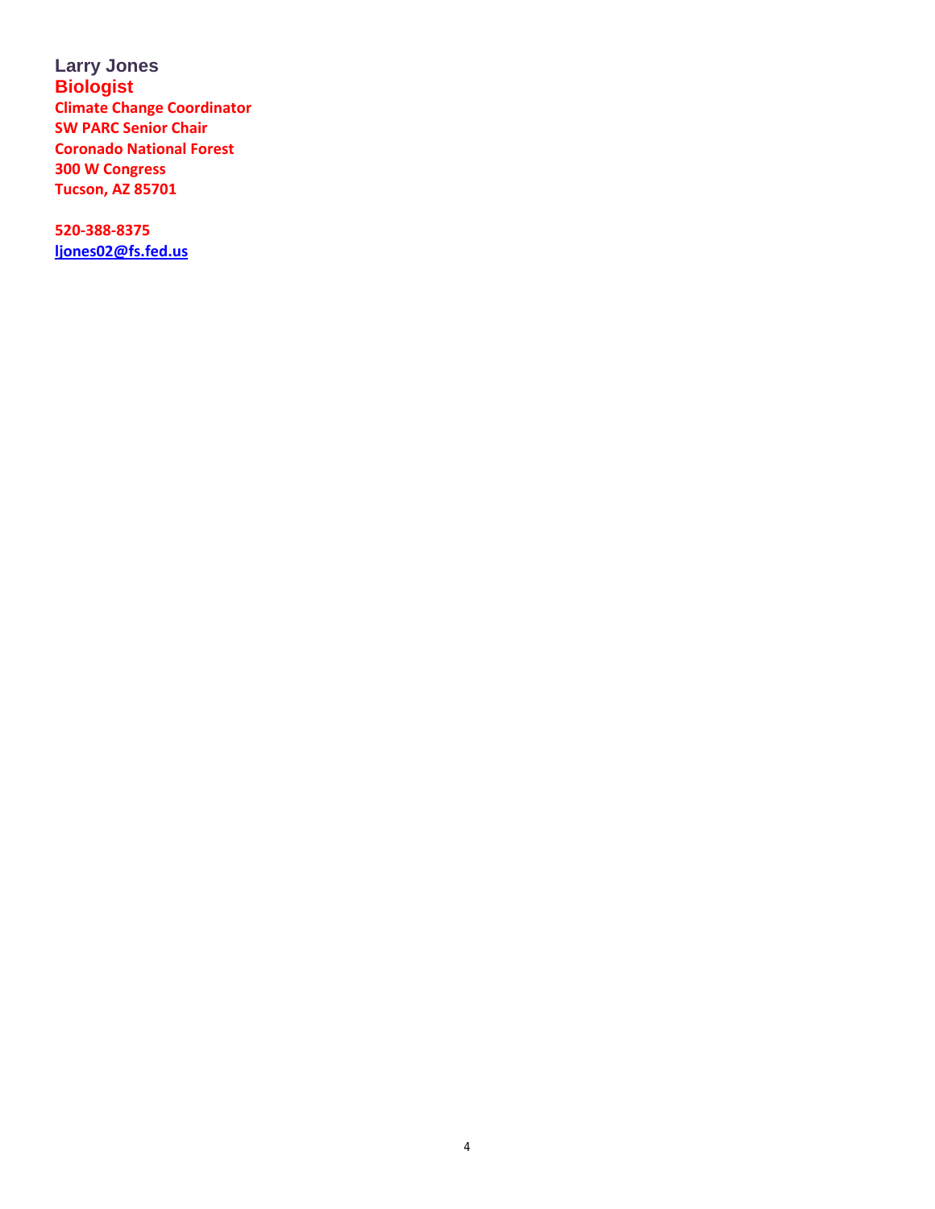**Larry Jones**
**Biologist**
**Climate Change Coordinator**
**SW PARC Senior Chair**
**Coronado National Forest**
**300 W Congress**
**Tucson, AZ 85701**

**520-388-8375**
**ljones02@fs.fed.us**